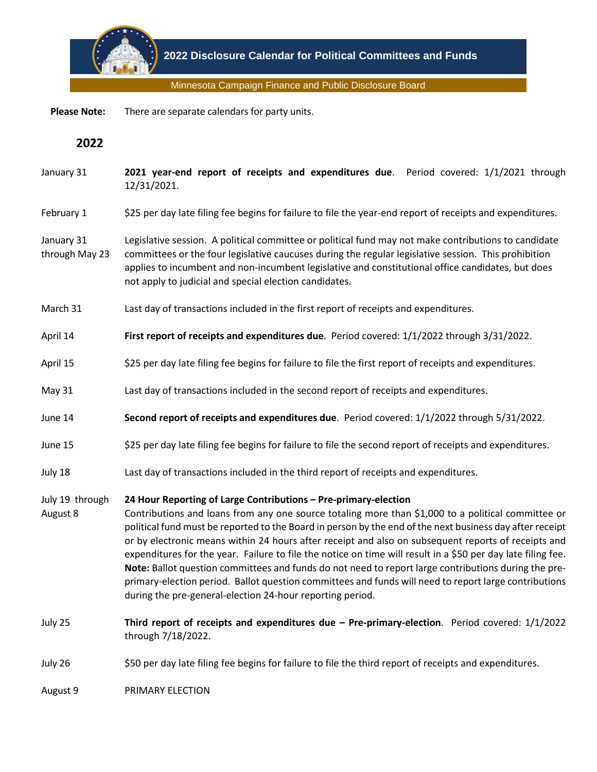# 2022 Disclosure Calendar for Political Committees and Funds

Minnesota Campaign Finance and Public Disclosure Board

**Please Note:** There are separate calendars for party units.

## 2022

| | |
|---|---|
| January 31 | **2021 year-end report of receipts and expenditures due**. Period covered: 1/1/2021 through 12/31/2021. |
| February 1 | $25 per day late filing fee begins for failure to file the year-end report of receipts and expenditures. |
| January 31 through May 23 | Legislative session. A political committee or political fund may not make contributions to candidate committees or the four legislative caucuses during the regular legislative session. This prohibition applies to incumbent and non-incumbent legislative and constitutional office candidates, but does not apply to judicial and special election candidates. |
| March 31 | Last day of transactions included in the first report of receipts and expenditures. |
| April 14 | **First report of receipts and expenditures due**. Period covered: 1/1/2022 through 3/31/2022. |
| April 15 | $25 per day late filing fee begins for failure to file the first report of receipts and expenditures. |
| May 31 | Last day of transactions included in the second report of receipts and expenditures. |
| June 14 | **Second report of receipts and expenditures due**. Period covered: 1/1/2022 through 5/31/2022. |
| June 15 | $25 per day late filing fee begins for failure to file the second report of receipts and expenditures. |
| July 18 | Last day of transactions included in the third report of receipts and expenditures. |
| July 19 through August 8 | **24 Hour Reporting of Large Contributions – Pre-primary-election** Contributions and loans from any one source totaling more than $1,000 to a political committee or political fund must be reported to the Board in person by the end of the next business day after receipt or by electronic means within 24 hours after receipt and also on subsequent reports of receipts and expenditures for the year. Failure to file the notice on time will result in a $50 per day late filing fee. **Note:** Ballot question committees and funds do not need to report large contributions during the pre-primary-election period. Ballot question committees and funds will need to report large contributions during the pre-general-election 24-hour reporting period. |
| July 25 | **Third report of receipts and expenditures due – Pre-primary-election**. Period covered: 1/1/2022 through 7/18/2022. |
| July 26 | $50 per day late filing fee begins for failure to file the third report of receipts and expenditures. |
| August 9 | PRIMARY ELECTION |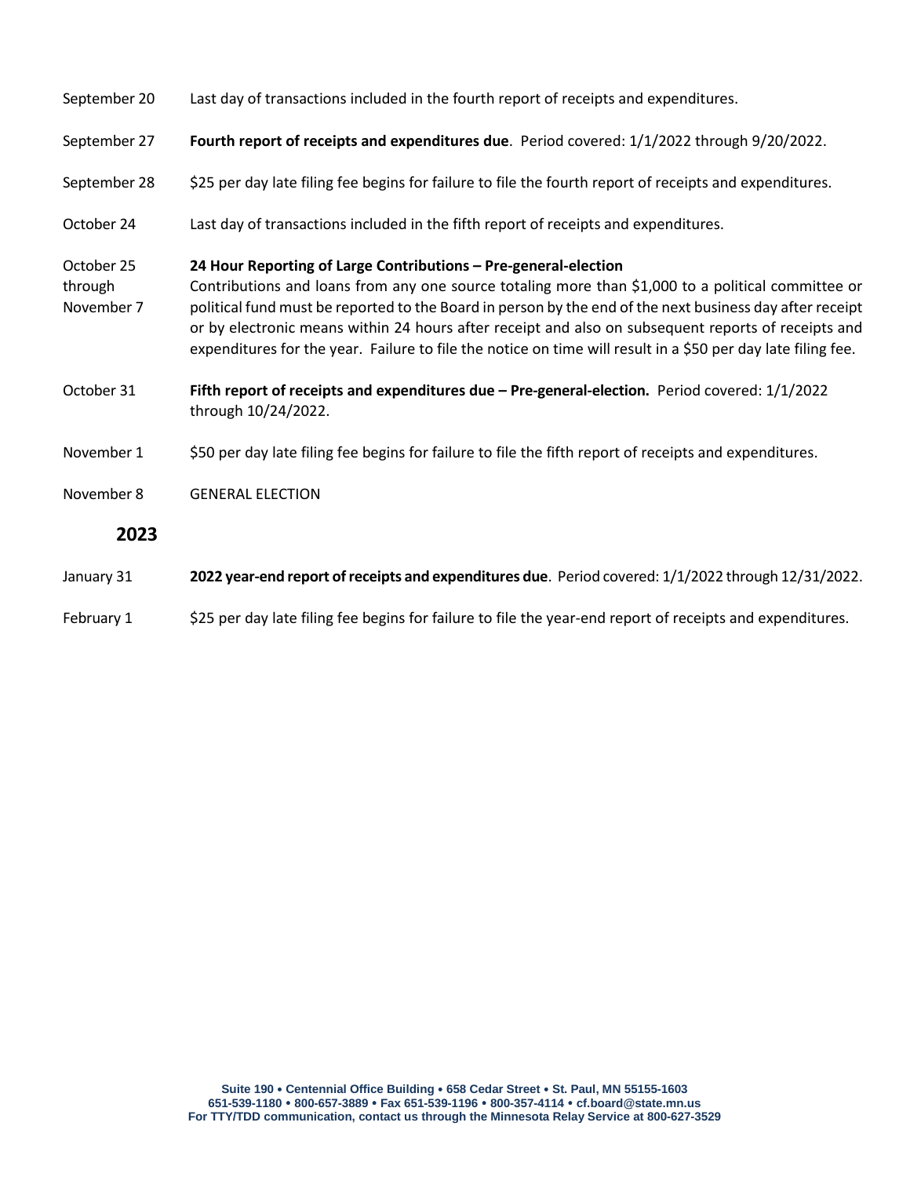| | |
|---|---|
| September 20 | Last day of transactions included in the fourth report of receipts and expenditures. |
| September 27 | **Fourth report of receipts and expenditures due**. Period covered: 1/1/2022 through 9/20/2022. |
| September 28 | $25 per day late filing fee begins for failure to file the fourth report of receipts and expenditures. |
| October 24 | Last day of transactions included in the fifth report of receipts and expenditures. |
| October 25 through November 7 | **24 Hour Reporting of Large Contributions – Pre-general-election** Contributions and loans from any one source totaling more than $1,000 to a political committee or political fund must be reported to the Board in person by the end of the next business day after receipt or by electronic means within 24 hours after receipt and also on subsequent reports of receipts and expenditures for the year. Failure to file the notice on time will result in a $50 per day late filing fee. |
| October 31 | **Fifth report of receipts and expenditures due – Pre-general-election.** Period covered: 1/1/2022 through 10/24/2022. |
| November 1 | $50 per day late filing fee begins for failure to file the fifth report of receipts and expenditures. |
| November 8 | GENERAL ELECTION |

## 2023

| | |
|---|---|
| January 31 | **2022 year-end report of receipts and expenditures due**. Period covered: 1/1/2022 through 12/31/2022. |
| February 1 | $25 per day late filing fee begins for failure to file the year-end report of receipts and expenditures. |

**Suite 190 • Centennial Office Building • 658 Cedar Street • St. Paul, MN 55155-1603**
**651-539-1180 • 800-657-3889 • Fax 651-539-1196 • 800-357-4114 • cf.board@state.mn.us**
**For TTY/TDD communication, contact us through the Minnesota Relay Service at 800-627-3529**